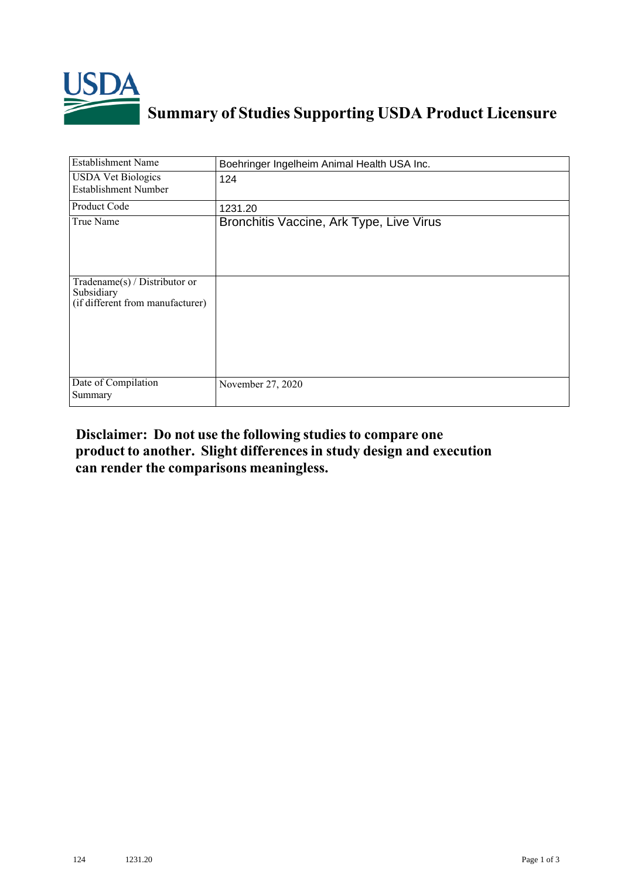# Summary of Studies Supporting USDA Product Licensure

| Establishment Name | Boehringer Ingelheim Animal Health USA Inc. |
|---|---|
| USDA Vet Biologics Establishment Number | 124 |
| Product Code | 1231.20 |
| True Name | Bronchitis Vaccine, Ark Type, Live Virus |
| Tradename(s) / Distributor or Subsidiary (if different from manufacturer) | |
| Date of Compilation Summary | November 27, 2020 |

**Disclaimer: Do not use the following studies to compare one product to another. Slight differences in study design and execution can render the comparisons meaningless.**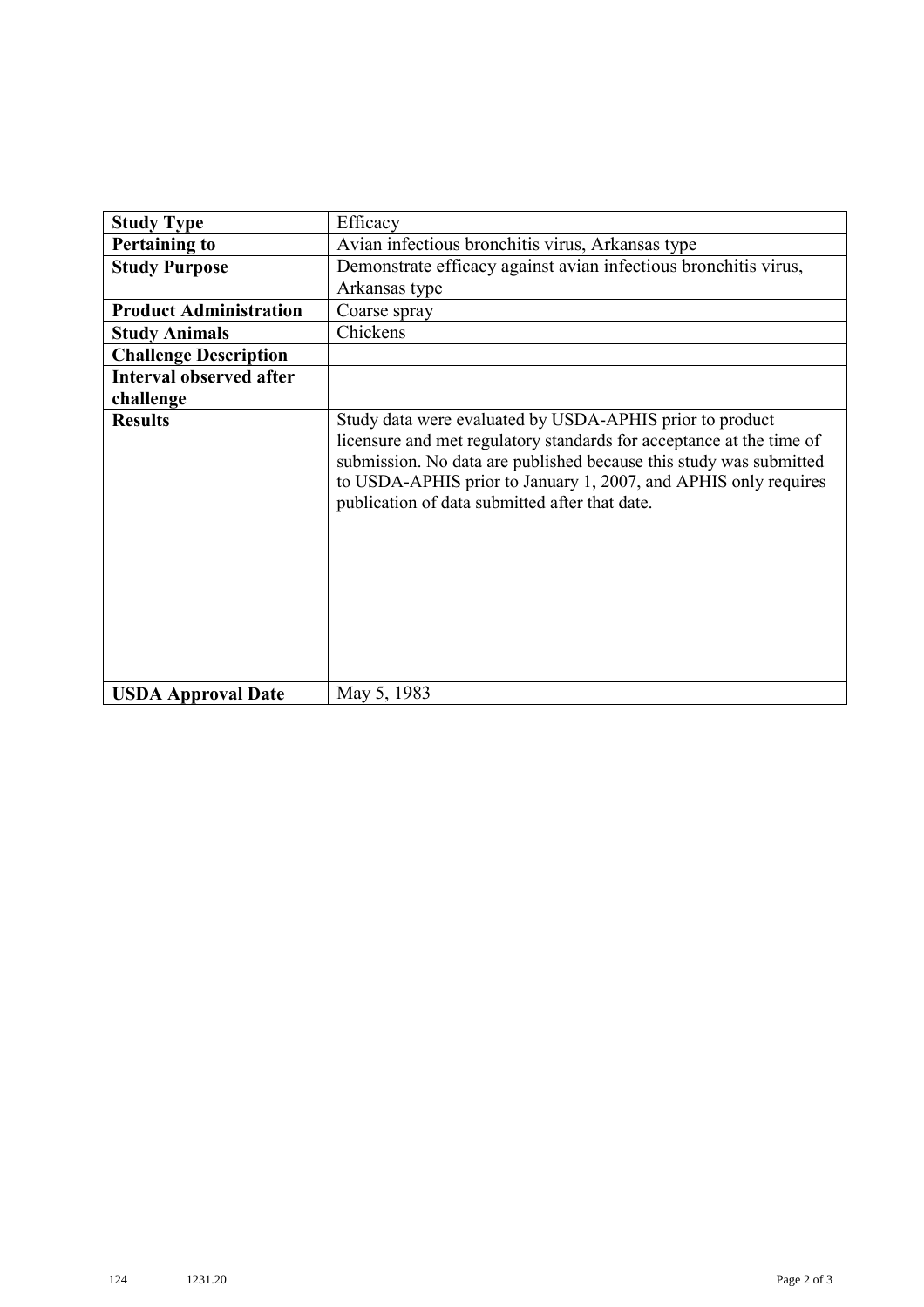| **Study Type** | Efficacy |
|---|---|
| **Pertaining to** | Avian infectious bronchitis virus, Arkansas type |
| **Study Purpose** | Demonstrate efficacy against avian infectious bronchitis virus, Arkansas type |
| **Product Administration** | Coarse spray |
| **Study Animals** | Chickens |
| **Challenge Description** | |
| **Interval observed after challenge** | |
| **Results** | Study data were evaluated by USDA-APHIS prior to product licensure and met regulatory standards for acceptance at the time of submission. No data are published because this study was submitted to USDA-APHIS prior to January 1, 2007, and APHIS only requires publication of data submitted after that date. |
| **USDA Approval Date** | May 5, 1983 |

124 1231.20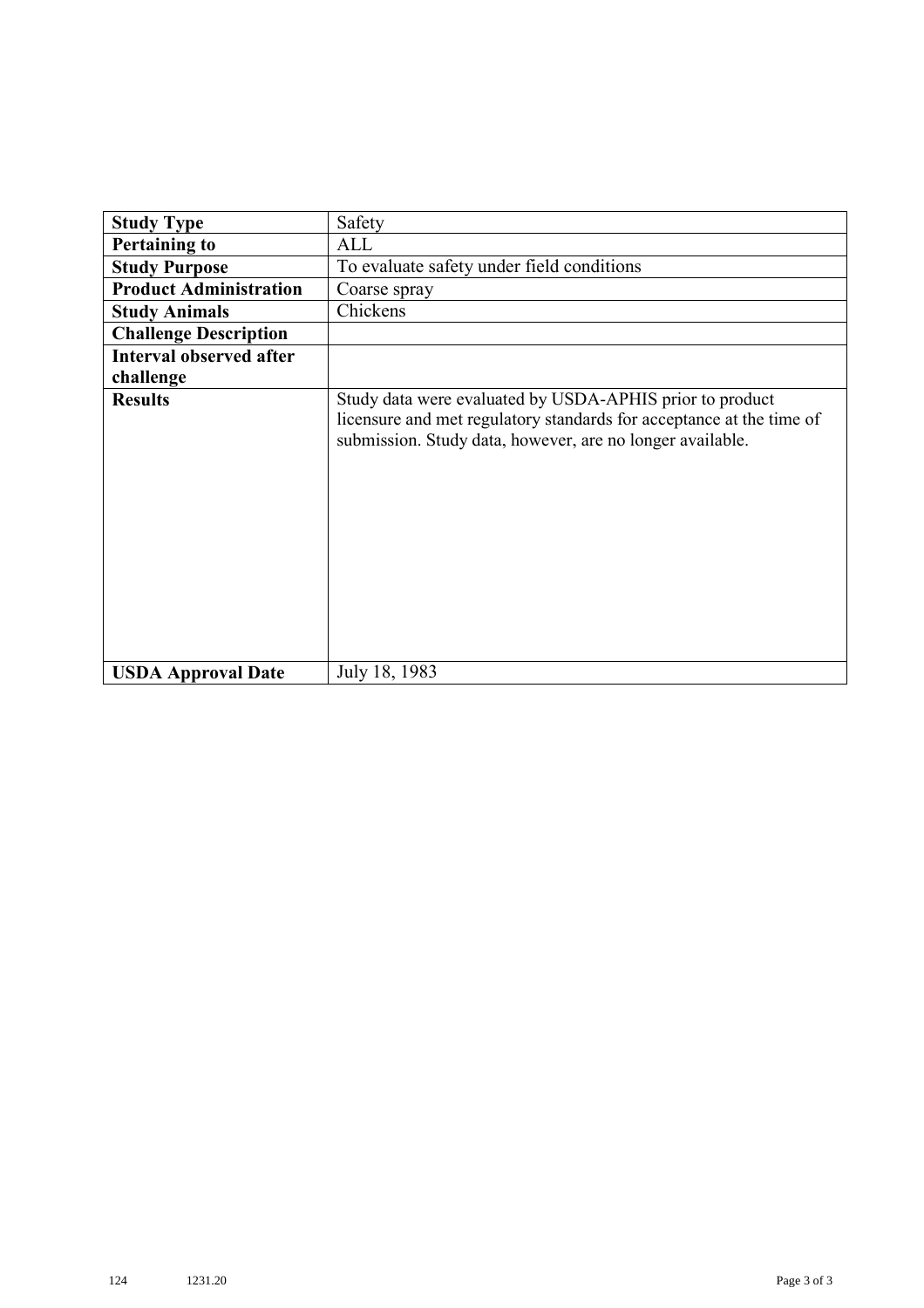| | |
|---|---|
| **Study Type** | Safety |
| **Pertaining to** | ALL |
| **Study Purpose** | To evaluate safety under field conditions |
| **Product Administration** | Coarse spray |
| **Study Animals** | Chickens |
| **Challenge Description** | |
| **Interval observed after challenge** | |
| **Results** | Study data were evaluated by USDA-APHIS prior to product licensure and met regulatory standards for acceptance at the time of submission. Study data, however, are no longer available. |
| **USDA Approval Date** | July 18, 1983 |